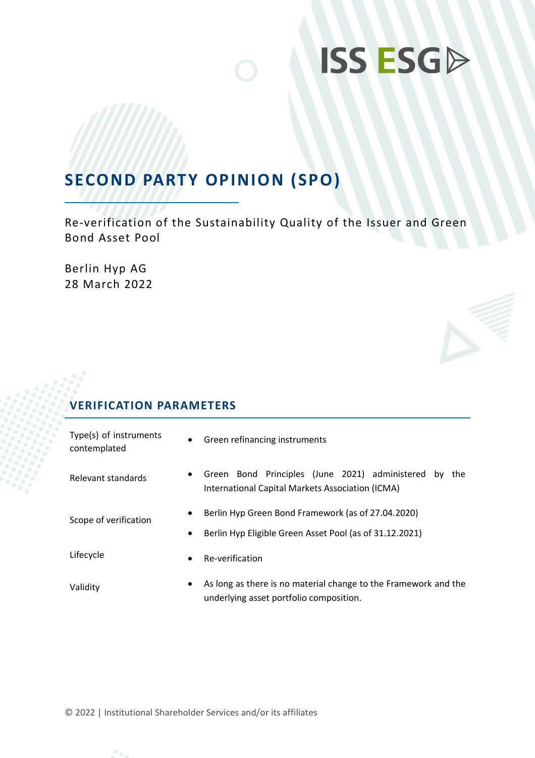ISS ESG

# SECOND PARTY OPINION (SPO)

Re-verification of the Sustainability Quality of the Issuer and Green Bond Asset Pool

Berlin Hyp AG
28 March 2022

## VERIFICATION PARAMETERS

| | |
|---|---|
| Type(s) of instruments contemplated | • Green refinancing instruments |
| Relevant standards | • Green Bond Principles (June 2021) administered by the International Capital Markets Association (ICMA) |
| Scope of verification | • Berlin Hyp Green Bond Framework (as of 27.04.2020)<br>• Berlin Hyp Eligible Green Asset Pool (as of 31.12.2021) |
| Lifecycle | • Re-verification |
| Validity | • As long as there is no material change to the Framework and the underlying asset portfolio composition. |

© 2022 | Institutional Shareholder Services and/or its affiliates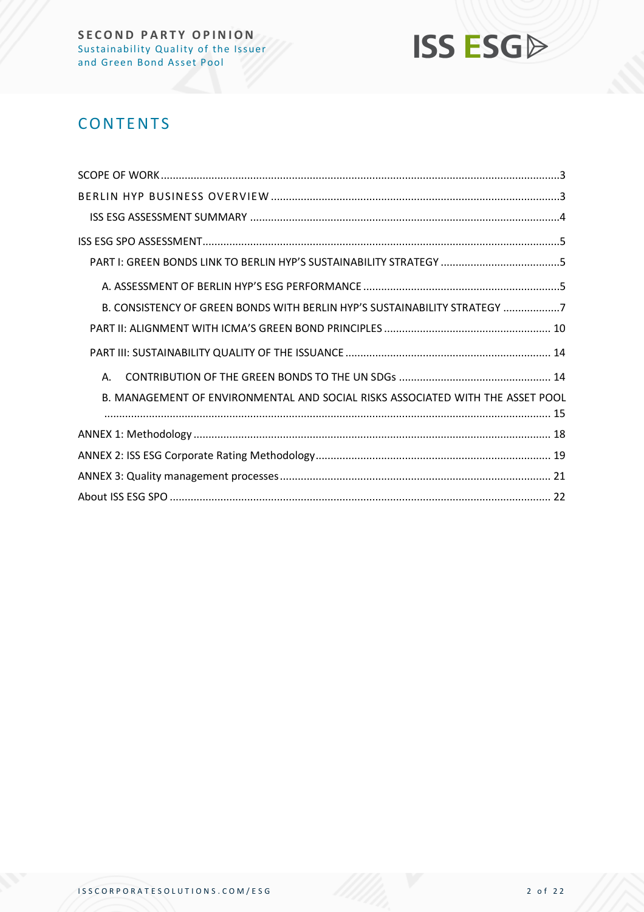## CONTENTS

SCOPE OF WORK ..................................................................................................3

BERLIN HYP BUSINESS OVERVIEW ..................................................................................................3

ISS ESG ASSESSMENT SUMMARY ..................................................................................................4

ISS ESG SPO ASSESSMENT..................................................................................................5

PART I: GREEN BONDS LINK TO BERLIN HYP'S SUSTAINABILITY STRATEGY ..................................................................................................5

A. ASSESSMENT OF BERLIN HYP'S ESG PERFORMANCE ..................................................................................................5

B. CONSISTENCY OF GREEN BONDS WITH BERLIN HYP'S SUSTAINABILITY STRATEGY ..................................................................................................7

PART II: ALIGNMENT WITH ICMA'S GREEN BOND PRINCIPLES ..................................................................................................10

PART III: SUSTAINABILITY QUALITY OF THE ISSUANCE ..................................................................................................14

A. CONTRIBUTION OF THE GREEN BONDS TO THE UN SDGs ..................................................................................................14

B. MANAGEMENT OF ENVIRONMENTAL AND SOCIAL RISKS ASSOCIATED WITH THE ASSET POOL ..................................................................................................15

ANNEX 1: Methodology ..................................................................................................18

ANNEX 2: ISS ESG Corporate Rating Methodology..................................................................................................19

ANNEX 3: Quality management processes..................................................................................................21

About ISS ESG SPO ..................................................................................................22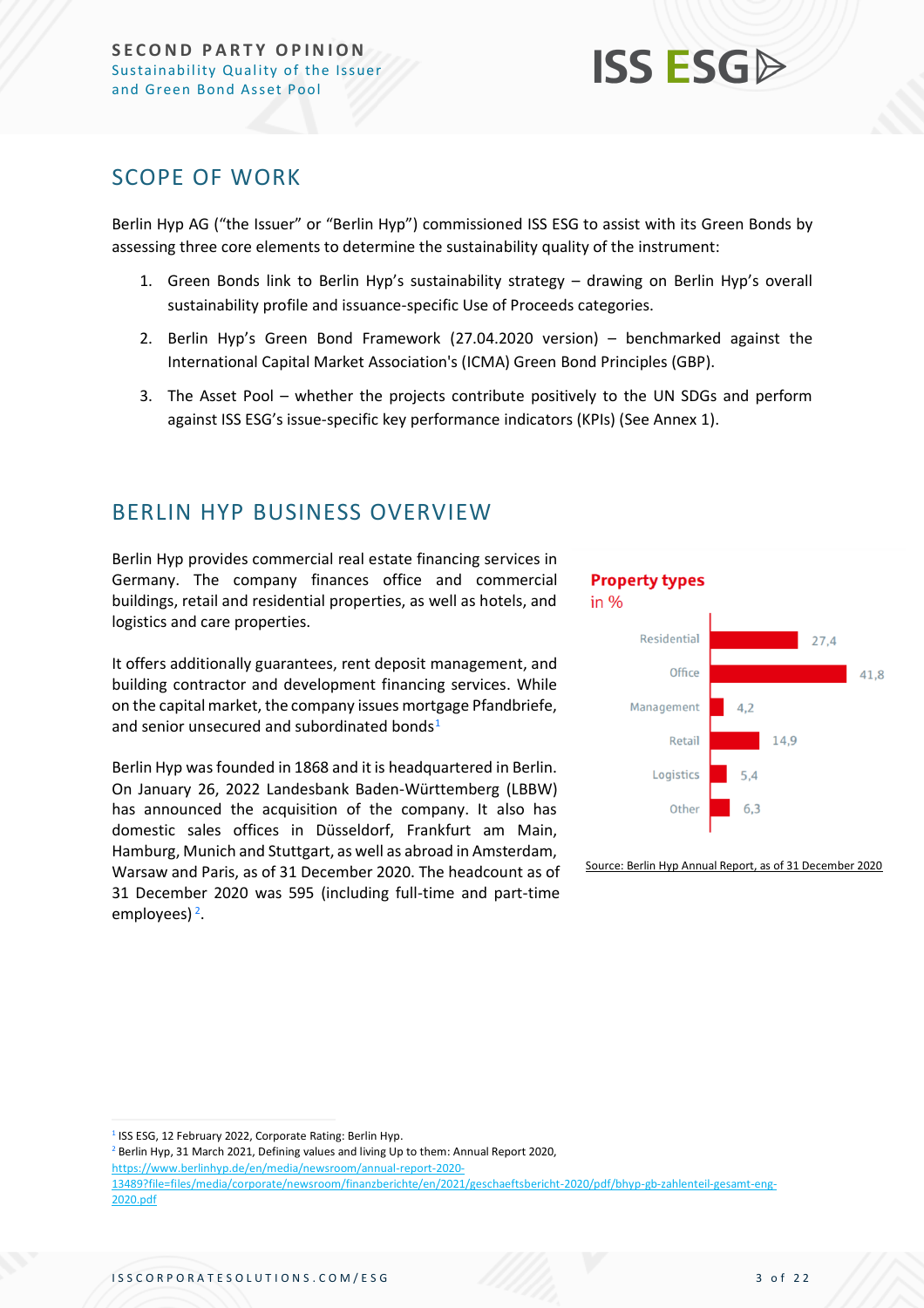## SCOPE OF WORK

Berlin Hyp AG ("the Issuer" or "Berlin Hyp") commissioned ISS ESG to assist with its Green Bonds by assessing three core elements to determine the sustainability quality of the instrument:

1. Green Bonds link to Berlin Hyp's sustainability strategy – drawing on Berlin Hyp's overall sustainability profile and issuance-specific Use of Proceeds categories.
2. Berlin Hyp's Green Bond Framework (27.04.2020 version) – benchmarked against the International Capital Market Association's (ICMA) Green Bond Principles (GBP).
3. The Asset Pool – whether the projects contribute positively to the UN SDGs and perform against ISS ESG's issue-specific key performance indicators (KPIs) (See Annex 1).

## BERLIN HYP BUSINESS OVERVIEW

Berlin Hyp provides commercial real estate financing services in Germany. The company finances office and commercial buildings, retail and residential properties, as well as hotels, and logistics and care properties.

It offers additionally guarantees, rent deposit management, and building contractor and development financing services. While on the capital market, the company issues mortgage Pfandbriefe, and senior unsecured and subordinated bonds[1]

Berlin Hyp was founded in 1868 and it is headquartered in Berlin. On January 26, 2022 Landesbank Baden-Württemberg (LBBW) has announced the acquisition of the company. It also has domestic sales offices in Düsseldorf, Frankfurt am Main, Hamburg, Munich and Stuttgart, as well as abroad in Amsterdam, Warsaw and Paris, as of 31 December 2020. The headcount as of 31 December 2020 was 595 (including full-time and part-time employees)[2].

**Property types**
in %

| Property type | % |
|---|---|
| Residential | 27,4 |
| Office | 41,8 |
| Management | 4,2 |
| Retail | 14,9 |
| Logistics | 5,4 |
| Other | 6,3 |

Source: Berlin Hyp Annual Report, as of 31 December 2020

---

[1] ISS ESG, 12 February 2022, Corporate Rating: Berlin Hyp.

[2] Berlin Hyp, 31 March 2021, Defining values and living Up to them: Annual Report 2020, https://www.berlinhyp.de/en/media/newsroom/annual-report-2020-13489?file=files/media/corporate/newsroom/finanzberichte/en/2021/geschaeftsbericht-2020/pdf/bhyp-gb-zahlenteil-gesamt-eng-2020.pdf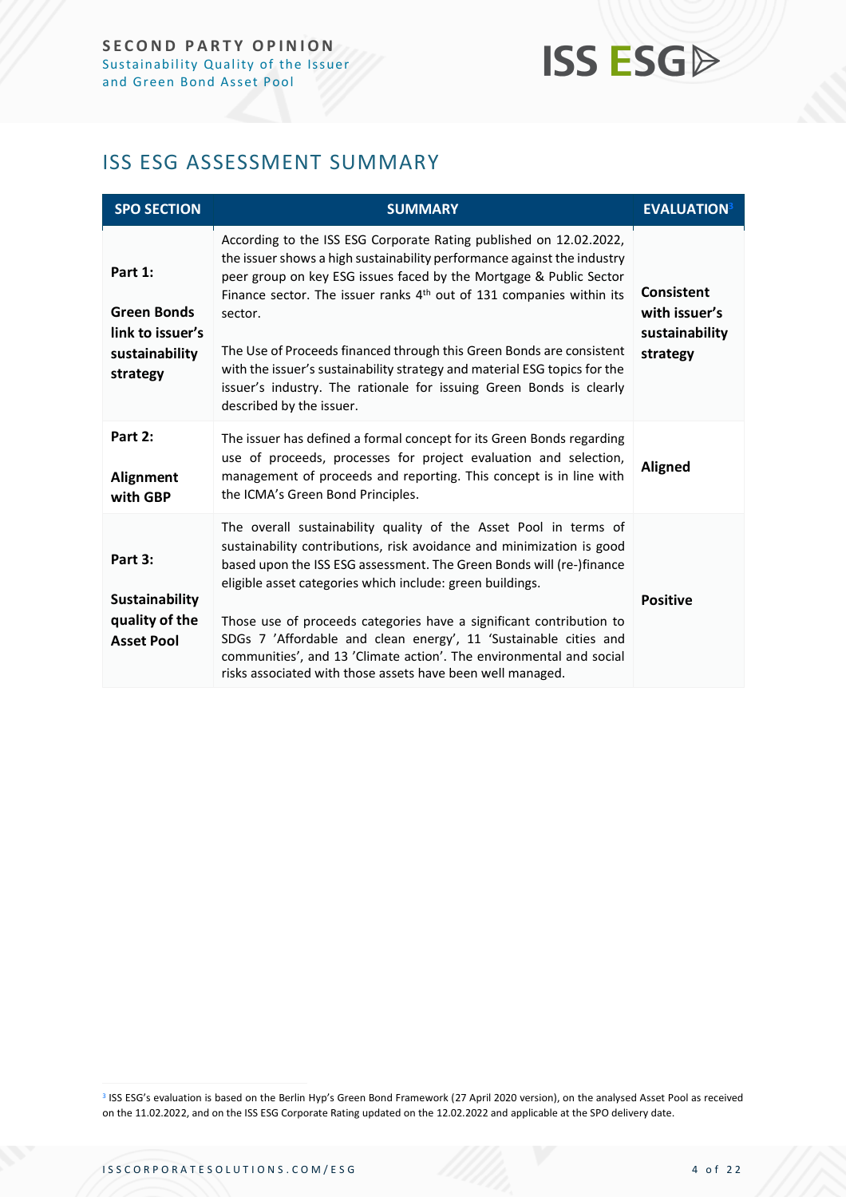## ISS ESG ASSESSMENT SUMMARY

| SPO SECTION | SUMMARY | EVALUATION[3] |
|---|---|---|
| **Part 1:** **Green Bonds link to issuer's sustainability strategy** | According to the ISS ESG Corporate Rating published on 12.02.2022, the issuer shows a high sustainability performance against the industry peer group on key ESG issues faced by the Mortgage & Public Sector Finance sector. The issuer ranks 4th out of 131 companies within its sector. The Use of Proceeds financed through this Green Bonds are consistent with the issuer's sustainability strategy and material ESG topics for the issuer's industry. The rationale for issuing Green Bonds is clearly described by the issuer. | **Consistent with issuer's sustainability strategy** |
| **Part 2:** **Alignment with GBP** | The issuer has defined a formal concept for its Green Bonds regarding use of proceeds, processes for project evaluation and selection, management of proceeds and reporting. This concept is in line with the ICMA's Green Bond Principles. | **Aligned** |
| **Part 3:** **Sustainability quality of the Asset Pool** | The overall sustainability quality of the Asset Pool in terms of sustainability contributions, risk avoidance and minimization is good based upon the ISS ESG assessment. The Green Bonds will (re-)finance eligible asset categories which include: green buildings. Those use of proceeds categories have a significant contribution to SDGs 7 'Affordable and clean energy', 11 'Sustainable cities and communities', and 13 'Climate action'. The environmental and social risks associated with those assets have been well managed. | **Positive** |

[3] ISS ESG's evaluation is based on the Berlin Hyp's Green Bond Framework (27 April 2020 version), on the analysed Asset Pool as received on the 11.02.2022, and on the ISS ESG Corporate Rating updated on the 12.02.2022 and applicable at the SPO delivery date.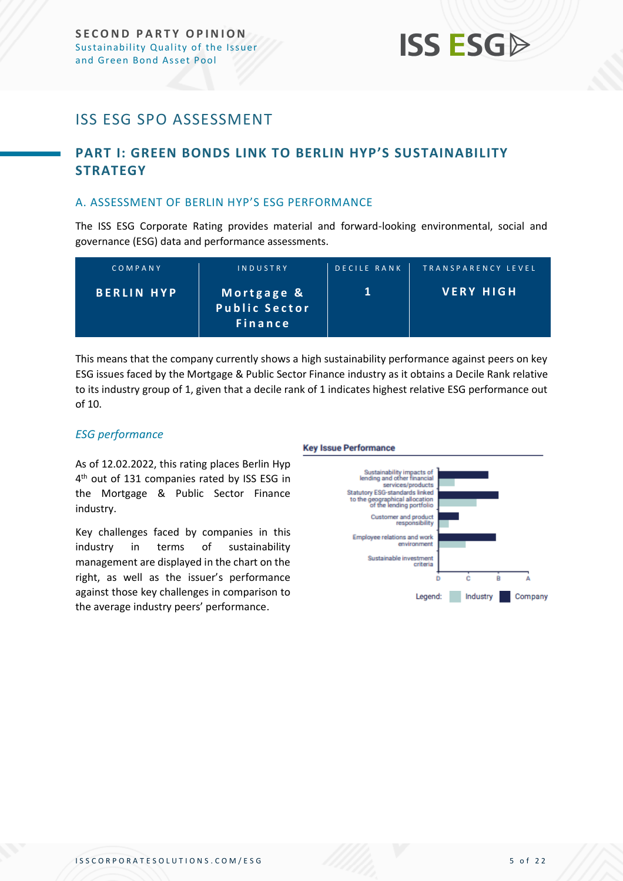# ISS ESG SPO ASSESSMENT

## PART I: GREEN BONDS LINK TO BERLIN HYP'S SUSTAINABILITY STRATEGY

### A. ASSESSMENT OF BERLIN HYP'S ESG PERFORMANCE

The ISS ESG Corporate Rating provides material and forward-looking environmental, social and governance (ESG) data and performance assessments.

| COMPANY | INDUSTRY | DECILE RANK | TRANSPARENCY LEVEL |
|---|---|---|---|
| BERLIN HYP | Mortgage & Public Sector Finance | 1 | VERY HIGH |

This means that the company currently shows a high sustainability performance against peers on key ESG issues faced by the Mortgage & Public Sector Finance industry as it obtains a Decile Rank relative to its industry group of 1, given that a decile rank of 1 indicates highest relative ESG performance out of 10.

#### *ESG performance*

As of 12.02.2022, this rating places Berlin Hyp 4th out of 131 companies rated by ISS ESG in the Mortgage & Public Sector Finance industry.

Key challenges faced by companies in this industry in terms of sustainability management are displayed in the chart on the right, as well as the issuer's performance against those key challenges in comparison to the average industry peers' performance.

**Key Issue Performance**

- Sustainability impacts of lending and other financial services/products
- Statutory ESG-standards linked to the geographical allocation of the lending portfolio
- Customer and product responsibility
- Employee relations and work environment
- Sustainable investment criteria

D C B A

Legend: Industry Company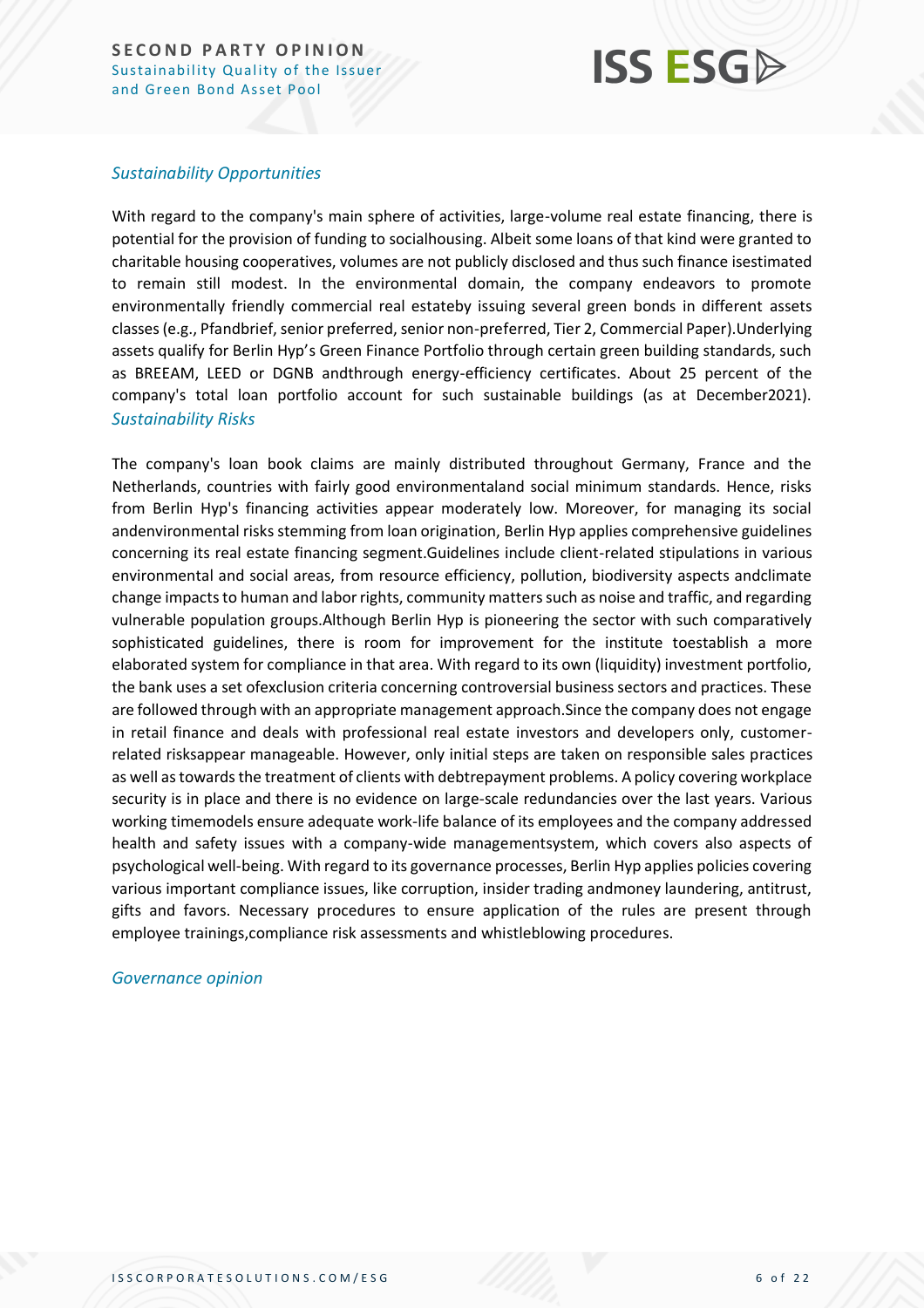*Sustainability Opportunities*

With regard to the company's main sphere of activities, large-volume real estate financing, there is potential for the provision of funding to socialhousing. Albeit some loans of that kind were granted to charitable housing cooperatives, volumes are not publicly disclosed and thus such finance isestimated to remain still modest. In the environmental domain, the company endeavors to promote environmentally friendly commercial real estateby issuing several green bonds in different assets classes (e.g., Pfandbrief, senior preferred, senior non-preferred, Tier 2, Commercial Paper).Underlying assets qualify for Berlin Hyp's Green Finance Portfolio through certain green building standards, such as BREEAM, LEED or DGNB andthrough energy-efficiency certificates. About 25 percent of the company's total loan portfolio account for such sustainable buildings (as at December2021).

*Sustainability Risks*

The company's loan book claims are mainly distributed throughout Germany, France and the Netherlands, countries with fairly good environmentaland social minimum standards. Hence, risks from Berlin Hyp's financing activities appear moderately low. Moreover, for managing its social andenvironmental risks stemming from loan origination, Berlin Hyp applies comprehensive guidelines concerning its real estate financing segment.Guidelines include client-related stipulations in various environmental and social areas, from resource efficiency, pollution, biodiversity aspects andclimate change impacts to human and labor rights, community matters such as noise and traffic, and regarding vulnerable population groups.Although Berlin Hyp is pioneering the sector with such comparatively sophisticated guidelines, there is room for improvement for the institute toestablish a more elaborated system for compliance in that area. With regard to its own (liquidity) investment portfolio, the bank uses a set ofexclusion criteria concerning controversial business sectors and practices. These are followed through with an appropriate management approach.Since the company does not engage in retail finance and deals with professional real estate investors and developers only, customer-related risksappear manageable. However, only initial steps are taken on responsible sales practices as well as towards the treatment of clients with debtrepayment problems. A policy covering workplace security is in place and there is no evidence on large-scale redundancies over the last years. Various working timemodels ensure adequate work-life balance of its employees and the company addressed health and safety issues with a company-wide managementsystem, which covers also aspects of psychological well-being. With regard to its governance processes, Berlin Hyp applies policies covering various important compliance issues, like corruption, insider trading andmoney laundering, antitrust, gifts and favors. Necessary procedures to ensure application of the rules are present through employee trainings,compliance risk assessments and whistleblowing procedures.

*Governance opinion*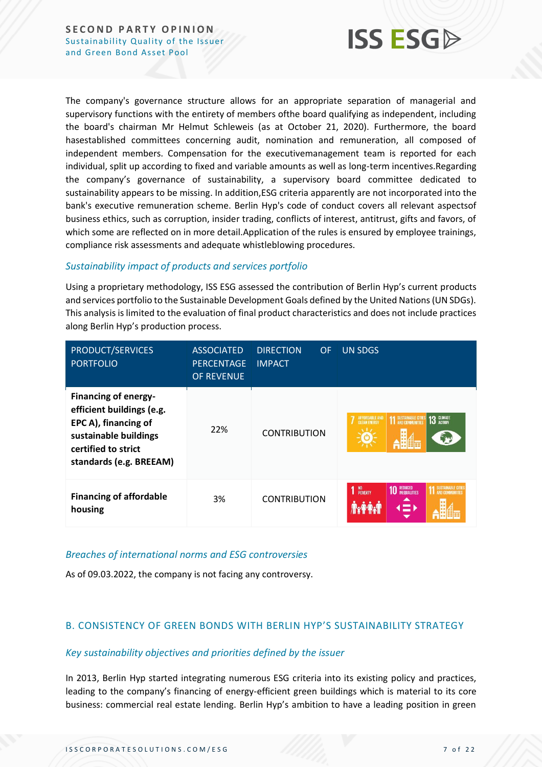The company's governance structure allows for an appropriate separation of managerial and supervisory functions with the entirety of members ofthe board qualifying as independent, including the board's chairman Mr Helmut Schleweis (as at October 21, 2020). Furthermore, the board hasestablished committees concerning audit, nomination and remuneration, all composed of independent members. Compensation for the executivemanagement team is reported for each individual, split up according to fixed and variable amounts as well as long-term incentives.Regarding the company's governance of sustainability, a supervisory board committee dedicated to sustainability appears to be missing. In addition,ESG criteria apparently are not incorporated into the bank's executive remuneration scheme. Berlin Hyp's code of conduct covers all relevant aspectsof business ethics, such as corruption, insider trading, conflicts of interest, antitrust, gifts and favors, of which some are reflected on in more detail.Application of the rules is ensured by employee trainings, compliance risk assessments and adequate whistleblowing procedures.

### *Sustainability impact of products and services portfolio*

Using a proprietary methodology, ISS ESG assessed the contribution of Berlin Hyp's current products and services portfolio to the Sustainable Development Goals defined by the United Nations (UN SDGs). This analysis is limited to the evaluation of final product characteristics and does not include practices along Berlin Hyp's production process.

| PRODUCT/SERVICES PORTFOLIO | ASSOCIATED PERCENTAGE OF REVENUE | DIRECTION OF IMPACT | UN SDGS |
|---|---|---|---|
| **Financing of energy-efficient buildings (e.g. EPC A), financing of sustainable buildings certified to strict standards (e.g. BREEAM)** | 22% | CONTRIBUTION | 7 Affordable and Clean Energy; 11 Sustainable Cities and Communities; 13 Climate Action |
| **Financing of affordable housing** | 3% | CONTRIBUTION | 1 No Poverty; 10 Reduced Inequalities; 11 Sustainable Cities and Communities |

### *Breaches of international norms and ESG controversies*

As of 09.03.2022, the company is not facing any controversy.

## B. CONSISTENCY OF GREEN BONDS WITH BERLIN HYP'S SUSTAINABILITY STRATEGY

### *Key sustainability objectives and priorities defined by the issuer*

In 2013, Berlin Hyp started integrating numerous ESG criteria into its existing policy and practices, leading to the company's financing of energy-efficient green buildings which is material to its core business: commercial real estate lending. Berlin Hyp's ambition to have a leading position in green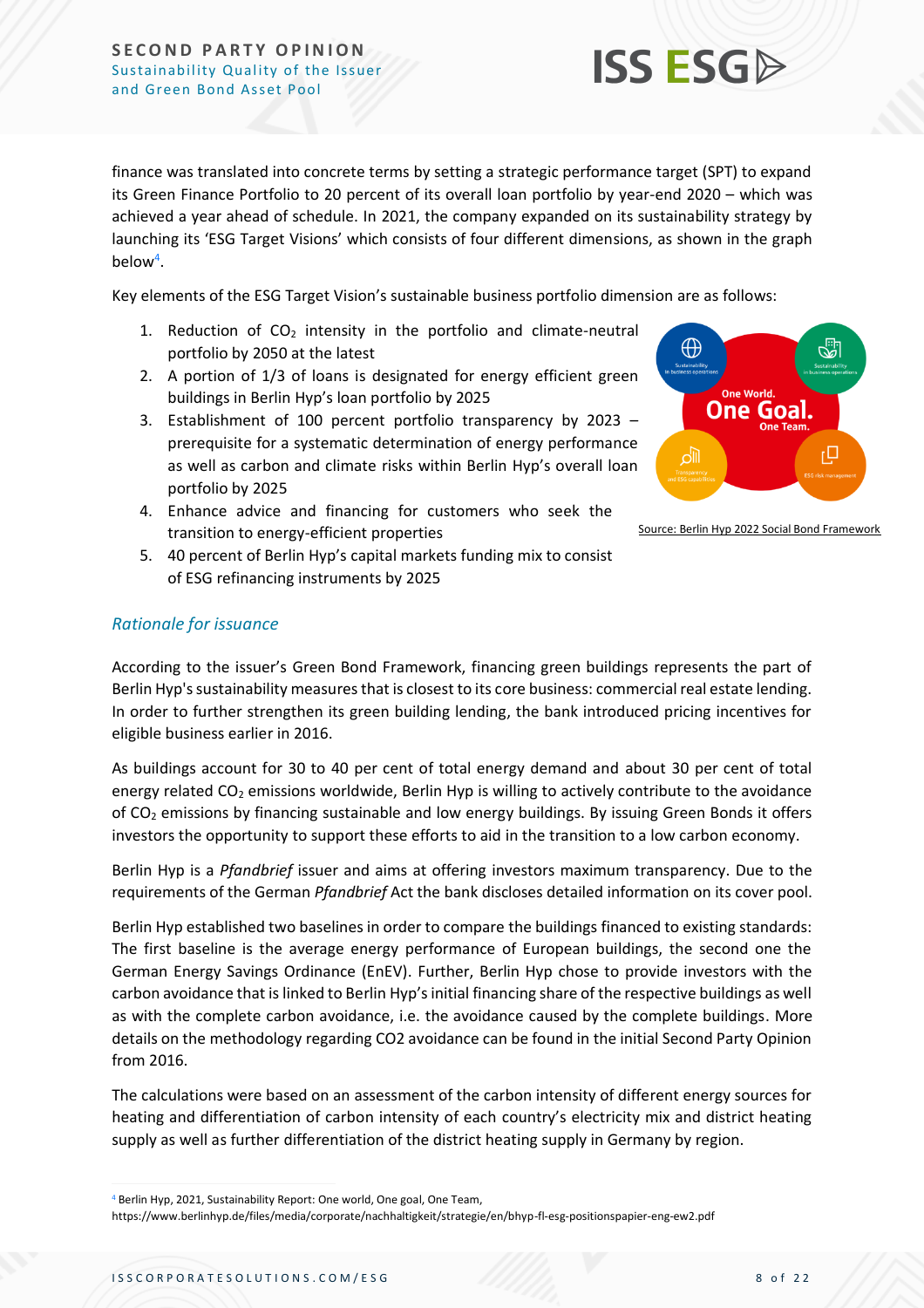finance was translated into concrete terms by setting a strategic performance target (SPT) to expand its Green Finance Portfolio to 20 percent of its overall loan portfolio by year-end 2020 – which was achieved a year ahead of schedule. In 2021, the company expanded on its sustainability strategy by launching its 'ESG Target Visions' which consists of four different dimensions, as shown in the graph below[4].

Key elements of the ESG Target Vision's sustainable business portfolio dimension are as follows:

1. Reduction of $CO_2$ intensity in the portfolio and climate-neutral portfolio by 2050 at the latest
2. A portion of 1/3 of loans is designated for energy efficient green buildings in Berlin Hyp's loan portfolio by 2025
3. Establishment of 100 percent portfolio transparency by 2023 – prerequisite for a systematic determination of energy performance as well as carbon and climate risks within Berlin Hyp's overall loan portfolio by 2025
4. Enhance advice and financing for customers who seek the transition to energy-efficient properties
5. 40 percent of Berlin Hyp's capital markets funding mix to consist of ESG refinancing instruments by 2025

Source: Berlin Hyp 2022 Social Bond Framework

## *Rationale for issuance*

According to the issuer's Green Bond Framework, financing green buildings represents the part of Berlin Hyp's sustainability measures that is closest to its core business: commercial real estate lending. In order to further strengthen its green building lending, the bank introduced pricing incentives for eligible business earlier in 2016.

As buildings account for 30 to 40 per cent of total energy demand and about 30 per cent of total energy related $CO_2$ emissions worldwide, Berlin Hyp is willing to actively contribute to the avoidance of $CO_2$ emissions by financing sustainable and low energy buildings. By issuing Green Bonds it offers investors the opportunity to support these efforts to aid in the transition to a low carbon economy.

Berlin Hyp is a *Pfandbrief* issuer and aims at offering investors maximum transparency. Due to the requirements of the German *Pfandbrief* Act the bank discloses detailed information on its cover pool.

Berlin Hyp established two baselines in order to compare the buildings financed to existing standards: The first baseline is the average energy performance of European buildings, the second one the German Energy Savings Ordinance (EnEV). Further, Berlin Hyp chose to provide investors with the carbon avoidance that is linked to Berlin Hyp's initial financing share of the respective buildings as well as with the complete carbon avoidance, i.e. the avoidance caused by the complete buildings. More details on the methodology regarding CO2 avoidance can be found in the initial Second Party Opinion from 2016.

The calculations were based on an assessment of the carbon intensity of different energy sources for heating and differentiation of carbon intensity of each country's electricity mix and district heating supply as well as further differentiation of the district heating supply in Germany by region.

[4] Berlin Hyp, 2021, Sustainability Report: One world, One goal, One Team, https://www.berlinhyp.de/files/media/corporate/nachhaltigkeit/strategie/en/bhyp-fl-esg-positionspapier-eng-ew2.pdf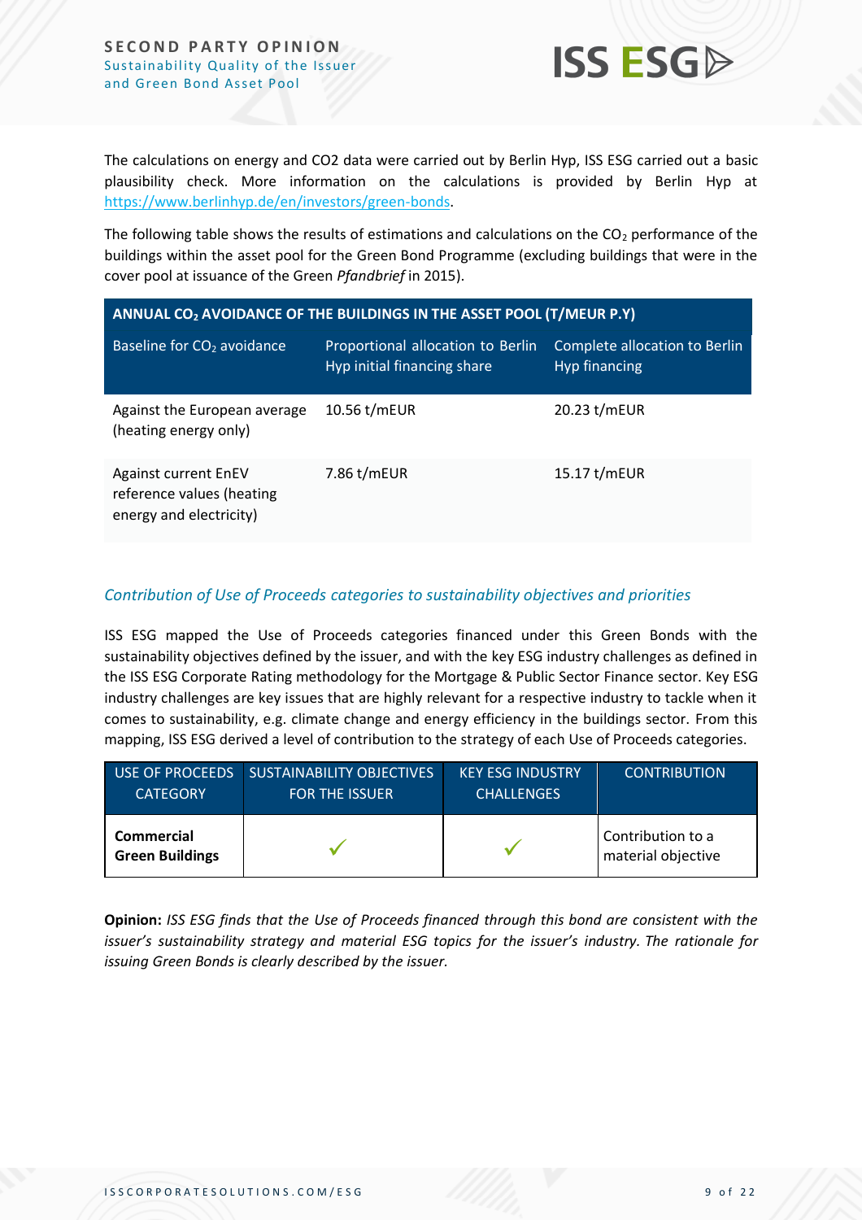The calculations on energy and CO2 data were carried out by Berlin Hyp, ISS ESG carried out a basic plausibility check. More information on the calculations is provided by Berlin Hyp at https://www.berlinhyp.de/en/investors/green-bonds.

The following table shows the results of estimations and calculations on the $CO_2$ performance of the buildings within the asset pool for the Green Bond Programme (excluding buildings that were in the cover pool at issuance of the Green *Pfandbrief* in 2015).

| ANNUAL $CO_2$ AVOIDANCE OF THE BUILDINGS IN THE ASSET POOL (T/MEUR P.Y) | | |
|---|---|---|
| Baseline for $CO_2$ avoidance | Proportional allocation to Berlin Hyp initial financing share | Complete allocation to Berlin Hyp financing |
| Against the European average (heating energy only) | 10.56 t/mEUR | 20.23 t/mEUR |
| Against current EnEV reference values (heating energy and electricity) | 7.86 t/mEUR | 15.17 t/mEUR |

### *Contribution of Use of Proceeds categories to sustainability objectives and priorities*

ISS ESG mapped the Use of Proceeds categories financed under this Green Bonds with the sustainability objectives defined by the issuer, and with the key ESG industry challenges as defined in the ISS ESG Corporate Rating methodology for the Mortgage & Public Sector Finance sector. Key ESG industry challenges are key issues that are highly relevant for a respective industry to tackle when it comes to sustainability, e.g. climate change and energy efficiency in the buildings sector. From this mapping, ISS ESG derived a level of contribution to the strategy of each Use of Proceeds categories.

| USE OF PROCEEDS CATEGORY | SUSTAINABILITY OBJECTIVES FOR THE ISSUER | KEY ESG INDUSTRY CHALLENGES | CONTRIBUTION |
|---|---|---|---|
| **Commercial Green Buildings** | ✓ | ✓ | Contribution to a material objective |

**Opinion:** *ISS ESG finds that the Use of Proceeds financed through this bond are consistent with the issuer's sustainability strategy and material ESG topics for the issuer's industry. The rationale for issuing Green Bonds is clearly described by the issuer.*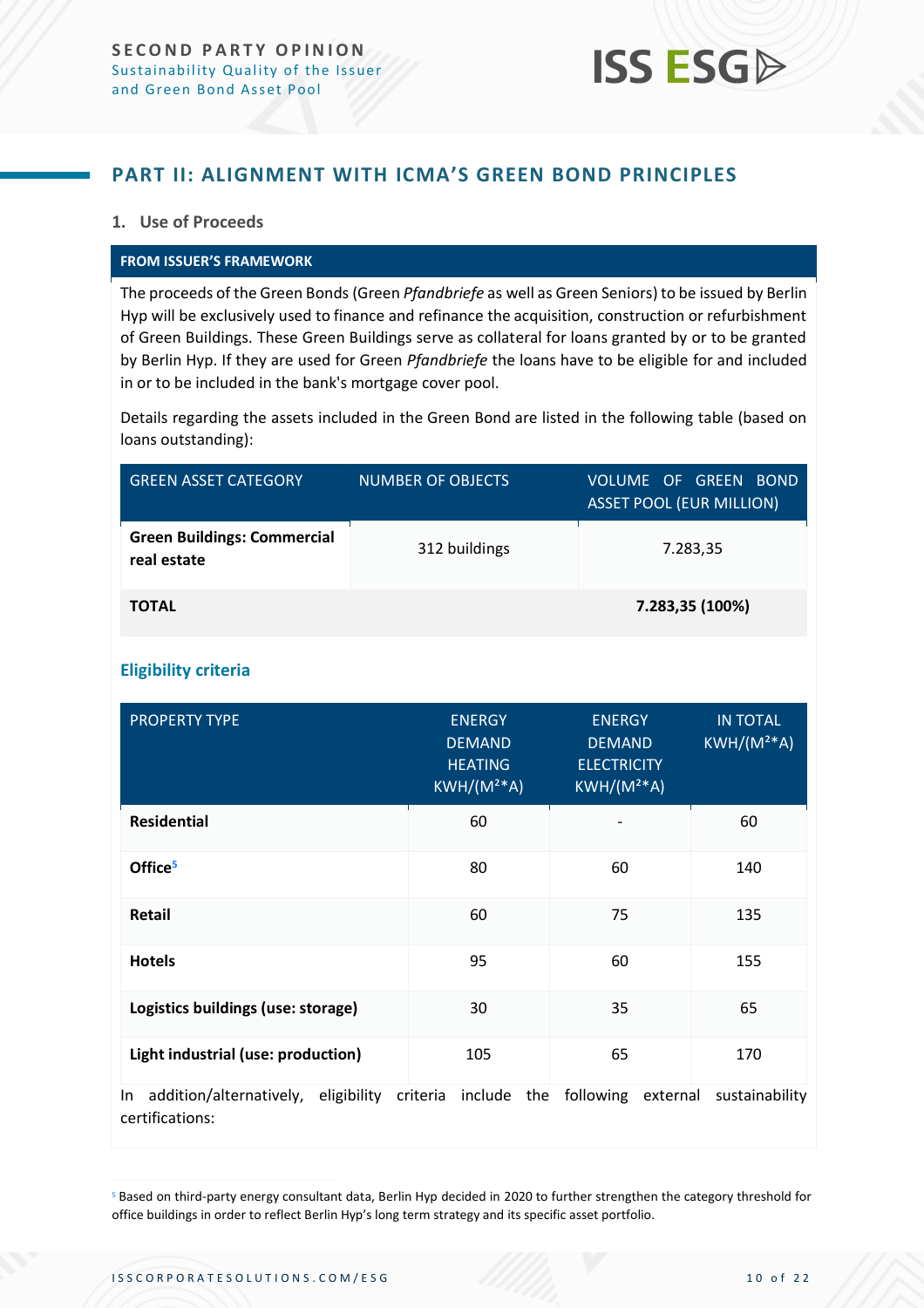## PART II: ALIGNMENT WITH ICMA'S GREEN BOND PRINCIPLES

### 1. Use of Proceeds

**FROM ISSUER'S FRAMEWORK**

The proceeds of the Green Bonds (Green *Pfandbriefe* as well as Green Seniors) to be issued by Berlin Hyp will be exclusively used to finance and refinance the acquisition, construction or refurbishment of Green Buildings. These Green Buildings serve as collateral for loans granted by or to be granted by Berlin Hyp. If they are used for Green *Pfandbriefe* the loans have to be eligible for and included in or to be included in the bank's mortgage cover pool.

Details regarding the assets included in the Green Bond are listed in the following table (based on loans outstanding):

| GREEN ASSET CATEGORY | NUMBER OF OBJECTS | VOLUME OF GREEN BOND ASSET POOL (EUR MILLION) |
|---|---|---|
| **Green Buildings: Commercial real estate** | 312 buildings | 7.283,35 |
| **TOTAL** | | **7.283,35 (100%)** |

#### Eligibility criteria

| PROPERTY TYPE | ENERGY DEMAND HEATING KWH/(M²*A) | ENERGY DEMAND ELECTRICITY KWH/(M²*A) | IN TOTAL KWH/(M²*A) |
|---|---|---|---|
| **Residential** | 60 | - | 60 |
| **Office**[5] | 80 | 60 | 140 |
| **Retail** | 60 | 75 | 135 |
| **Hotels** | 95 | 60 | 155 |
| **Logistics buildings (use: storage)** | 30 | 35 | 65 |
| **Light industrial (use: production)** | 105 | 65 | 170 |

In addition/alternatively, eligibility criteria include the following external sustainability certifications:

[5] Based on third-party energy consultant data, Berlin Hyp decided in 2020 to further strengthen the category threshold for office buildings in order to reflect Berlin Hyp's long term strategy and its specific asset portfolio.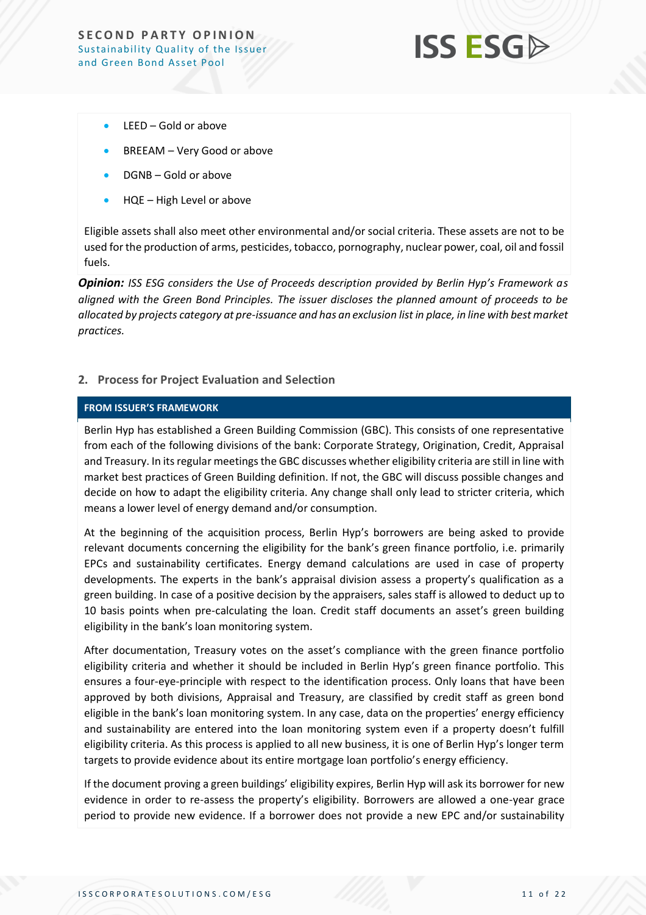- LEED – Gold or above
- BREEAM – Very Good or above
- DGNB – Gold or above
- HQE – High Level or above

Eligible assets shall also meet other environmental and/or social criteria. These assets are not to be used for the production of arms, pesticides, tobacco, pornography, nuclear power, coal, oil and fossil fuels.

***Opinion:*** *ISS ESG considers the Use of Proceeds description provided by Berlin Hyp's Framework as aligned with the Green Bond Principles. The issuer discloses the planned amount of proceeds to be allocated by projects category at pre-issuance and has an exclusion list in place, in line with best market practices.*

## 2. Process for Project Evaluation and Selection

**FROM ISSUER'S FRAMEWORK**

Berlin Hyp has established a Green Building Commission (GBC). This consists of one representative from each of the following divisions of the bank: Corporate Strategy, Origination, Credit, Appraisal and Treasury. In its regular meetings the GBC discusses whether eligibility criteria are still in line with market best practices of Green Building definition. If not, the GBC will discuss possible changes and decide on how to adapt the eligibility criteria. Any change shall only lead to stricter criteria, which means a lower level of energy demand and/or consumption.

At the beginning of the acquisition process, Berlin Hyp's borrowers are being asked to provide relevant documents concerning the eligibility for the bank's green finance portfolio, i.e. primarily EPCs and sustainability certificates. Energy demand calculations are used in case of property developments. The experts in the bank's appraisal division assess a property's qualification as a green building. In case of a positive decision by the appraisers, sales staff is allowed to deduct up to 10 basis points when pre-calculating the loan. Credit staff documents an asset's green building eligibility in the bank's loan monitoring system.

After documentation, Treasury votes on the asset's compliance with the green finance portfolio eligibility criteria and whether it should be included in Berlin Hyp's green finance portfolio. This ensures a four-eye-principle with respect to the identification process. Only loans that have been approved by both divisions, Appraisal and Treasury, are classified by credit staff as green bond eligible in the bank's loan monitoring system. In any case, data on the properties' energy efficiency and sustainability are entered into the loan monitoring system even if a property doesn't fulfill eligibility criteria. As this process is applied to all new business, it is one of Berlin Hyp's longer term targets to provide evidence about its entire mortgage loan portfolio's energy efficiency.

If the document proving a green buildings' eligibility expires, Berlin Hyp will ask its borrower for new evidence in order to re-assess the property's eligibility. Borrowers are allowed a one-year grace period to provide new evidence. If a borrower does not provide a new EPC and/or sustainability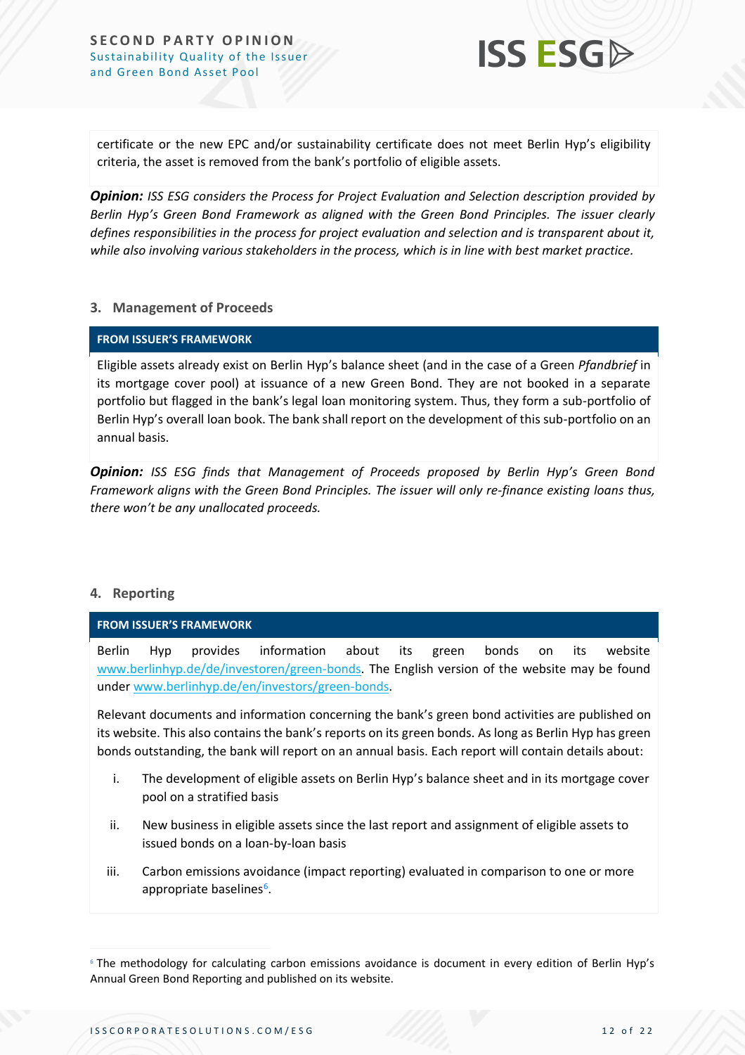certificate or the new EPC and/or sustainability certificate does not meet Berlin Hyp's eligibility criteria, the asset is removed from the bank's portfolio of eligible assets.

***Opinion:*** *ISS ESG considers the Process for Project Evaluation and Selection description provided by Berlin Hyp's Green Bond Framework as aligned with the Green Bond Principles. The issuer clearly defines responsibilities in the process for project evaluation and selection and is transparent about it, while also involving various stakeholders in the process, which is in line with best market practice.*

### 3. Management of Proceeds

**FROM ISSUER'S FRAMEWORK**

Eligible assets already exist on Berlin Hyp's balance sheet (and in the case of a Green *Pfandbrief* in its mortgage cover pool) at issuance of a new Green Bond. They are not booked in a separate portfolio but flagged in the bank's legal loan monitoring system. Thus, they form a sub-portfolio of Berlin Hyp's overall loan book. The bank shall report on the development of this sub-portfolio on an annual basis.

***Opinion:*** *ISS ESG finds that Management of Proceeds proposed by Berlin Hyp's Green Bond Framework aligns with the Green Bond Principles. The issuer will only re-finance existing loans thus, there won't be any unallocated proceeds.*

### 4. Reporting

**FROM ISSUER'S FRAMEWORK**

Berlin Hyp provides information about its green bonds on its website www.berlinhyp.de/de/investoren/green-bonds. The English version of the website may be found under www.berlinhyp.de/en/investors/green-bonds.

Relevant documents and information concerning the bank's green bond activities are published on its website. This also contains the bank's reports on its green bonds. As long as Berlin Hyp has green bonds outstanding, the bank will report on an annual basis. Each report will contain details about:

i. The development of eligible assets on Berlin Hyp's balance sheet and in its mortgage cover pool on a stratified basis

ii. New business in eligible assets since the last report and assignment of eligible assets to issued bonds on a loan-by-loan basis

iii. Carbon emissions avoidance (impact reporting) evaluated in comparison to one or more appropriate baselines[6].

[6] The methodology for calculating carbon emissions avoidance is document in every edition of Berlin Hyp's Annual Green Bond Reporting and published on its website.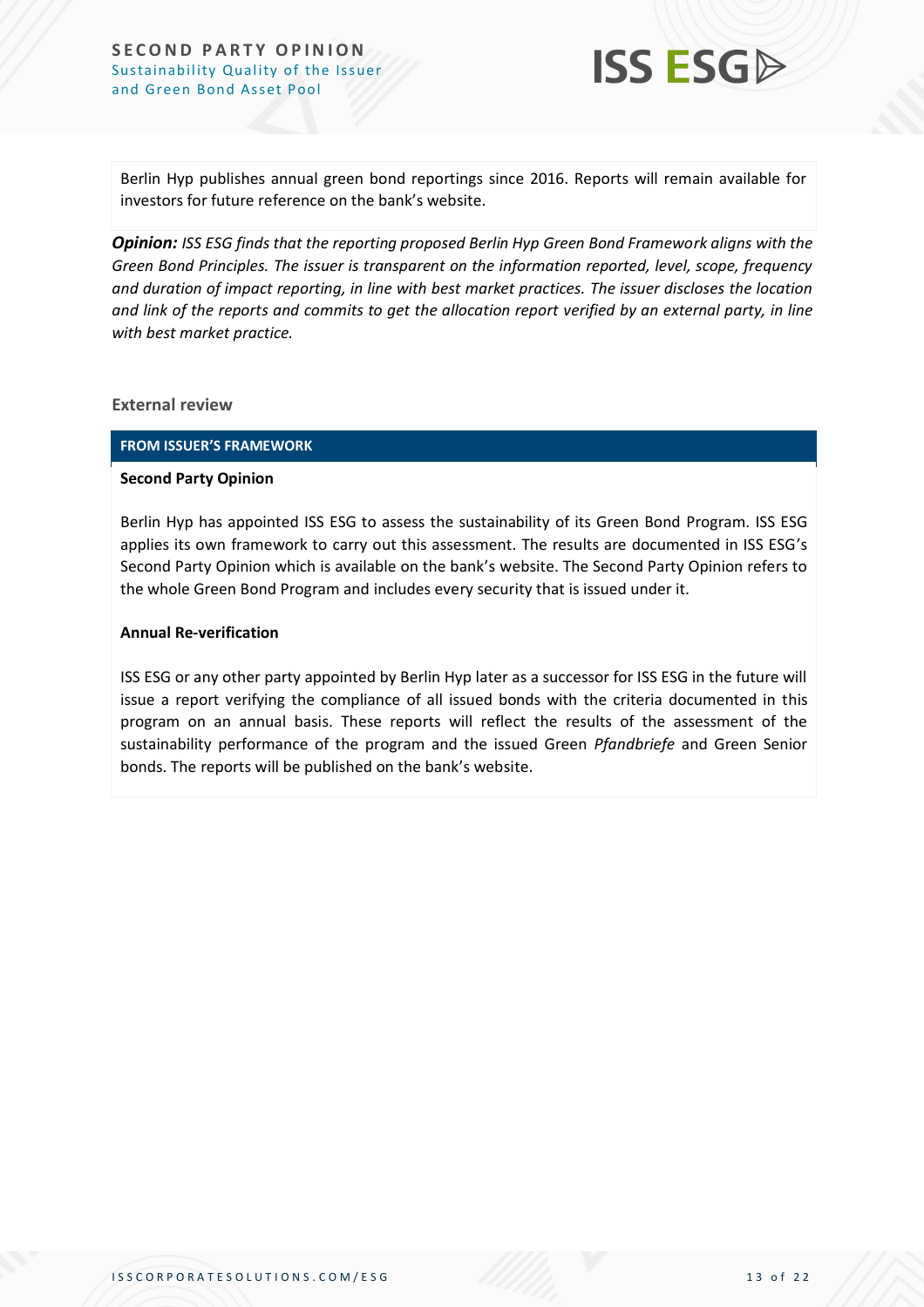Berlin Hyp publishes annual green bond reportings since 2016. Reports will remain available for investors for future reference on the bank's website.

***Opinion:*** *ISS ESG finds that the reporting proposed Berlin Hyp Green Bond Framework aligns with the Green Bond Principles. The issuer is transparent on the information reported, level, scope, frequency and duration of impact reporting, in line with best market practices. The issuer discloses the location and link of the reports and commits to get the allocation report verified by an external party, in line with best market practice.*

### External review

**FROM ISSUER'S FRAMEWORK**

**Second Party Opinion**

Berlin Hyp has appointed ISS ESG to assess the sustainability of its Green Bond Program. ISS ESG applies its own framework to carry out this assessment. The results are documented in ISS ESG's Second Party Opinion which is available on the bank's website. The Second Party Opinion refers to the whole Green Bond Program and includes every security that is issued under it.

**Annual Re-verification**

ISS ESG or any other party appointed by Berlin Hyp later as a successor for ISS ESG in the future will issue a report verifying the compliance of all issued bonds with the criteria documented in this program on an annual basis. These reports will reflect the results of the assessment of the sustainability performance of the program and the issued Green *Pfandbriefe* and Green Senior bonds. The reports will be published on the bank's website.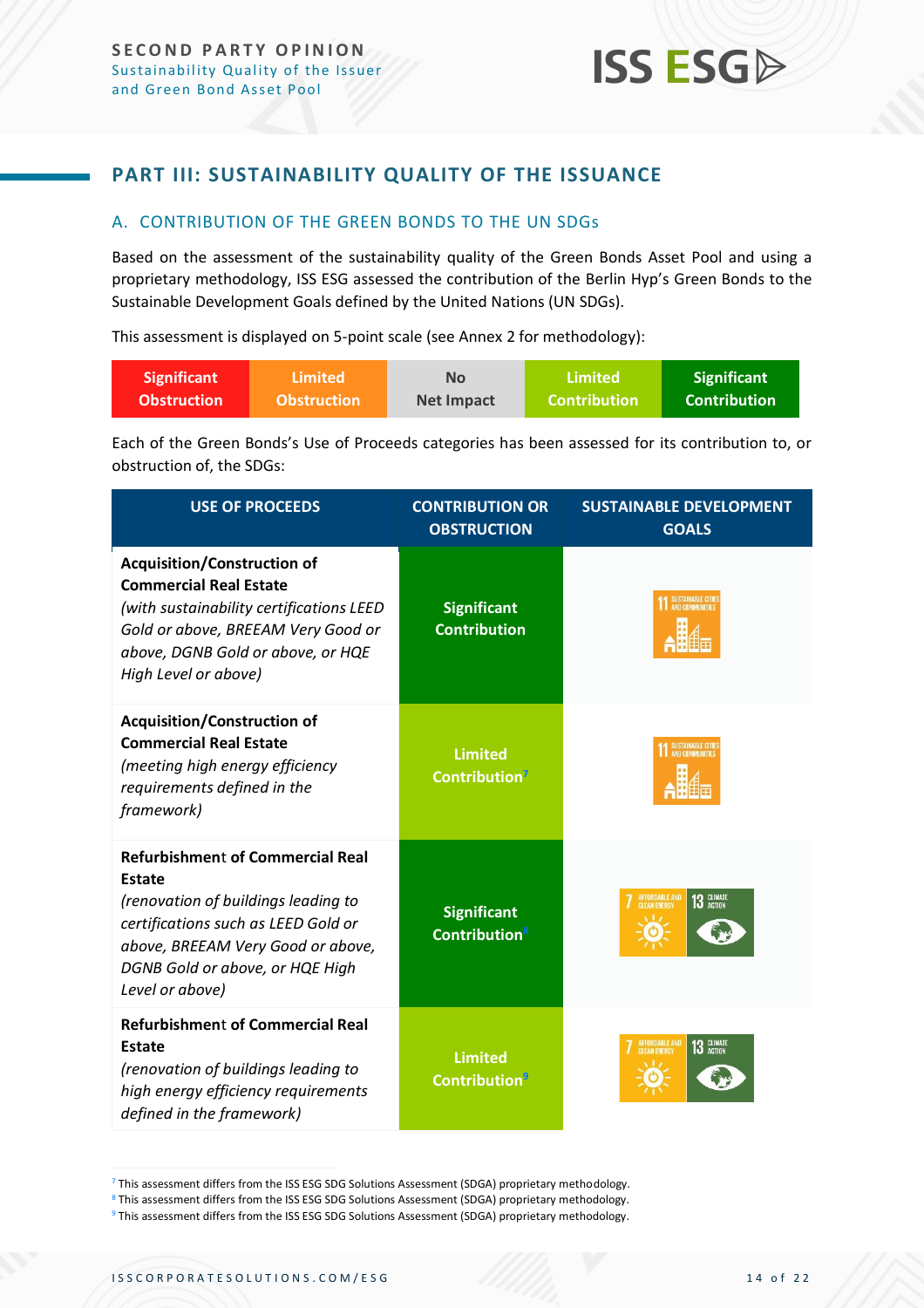## PART III: SUSTAINABILITY QUALITY OF THE ISSUANCE

### A. CONTRIBUTION OF THE GREEN BONDS TO THE UN SDGs

Based on the assessment of the sustainability quality of the Green Bonds Asset Pool and using a proprietary methodology, ISS ESG assessed the contribution of the Berlin Hyp's Green Bonds to the Sustainable Development Goals defined by the United Nations (UN SDGs).

This assessment is displayed on 5-point scale (see Annex 2 for methodology):

| Significant Obstruction | Limited Obstruction | No Net Impact | Limited Contribution | Significant Contribution |
|---|---|---|---|---|

Each of the Green Bonds's Use of Proceeds categories has been assessed for its contribution to, or obstruction of, the SDGs:

| USE OF PROCEEDS | CONTRIBUTION OR OBSTRUCTION | SUSTAINABLE DEVELOPMENT GOALS |
|---|---|---|
| **Acquisition/Construction of Commercial Real Estate** *(with sustainability certifications LEED Gold or above, BREEAM Very Good or above, DGNB Gold or above, or HQE High Level or above)* | Significant Contribution | 11 Sustainable Cities and Communities |
| **Acquisition/Construction of Commercial Real Estate** *(meeting high energy efficiency requirements defined in the framework)* | Limited Contribution[7] | 11 Sustainable Cities and Communities |
| **Refurbishment of Commercial Real Estate** *(renovation of buildings leading to certifications such as LEED Gold or above, BREEAM Very Good or above, DGNB Gold or above, or HQE High Level or above)* | Significant Contribution[8] | 7 Affordable and Clean Energy; 13 Climate Action |
| **Refurbishment of Commercial Real Estate** *(renovation of buildings leading to high energy efficiency requirements defined in the framework)* | Limited Contribution[9] | 7 Affordable and Clean Energy; 13 Climate Action |

[7] This assessment differs from the ISS ESG SDG Solutions Assessment (SDGA) proprietary methodology.
[8] This assessment differs from the ISS ESG SDG Solutions Assessment (SDGA) proprietary methodology.
[9] This assessment differs from the ISS ESG SDG Solutions Assessment (SDGA) proprietary methodology.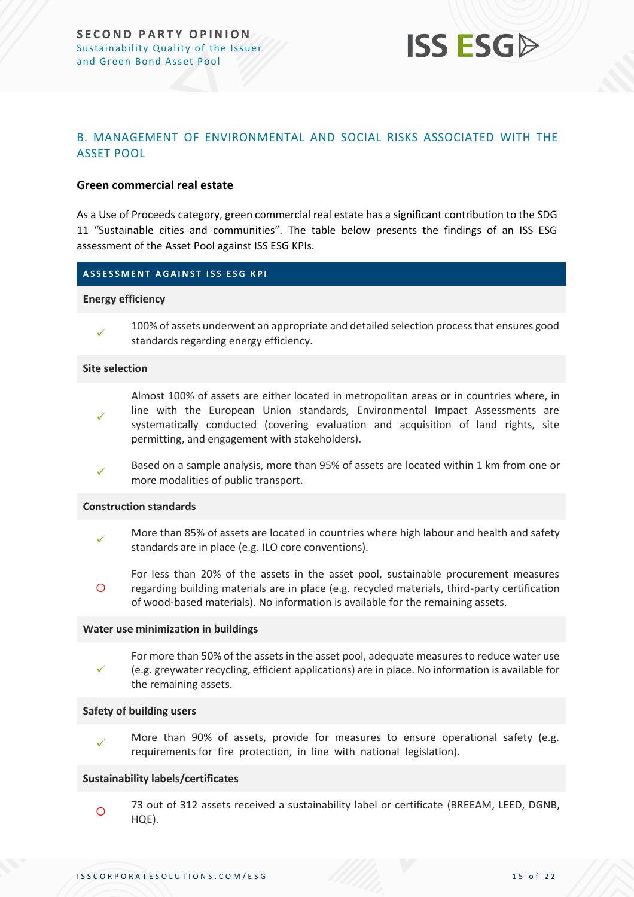## B. MANAGEMENT OF ENVIRONMENTAL AND SOCIAL RISKS ASSOCIATED WITH THE ASSET POOL

### Green commercial real estate

As a Use of Proceeds category, green commercial real estate has a significant contribution to the SDG 11 "Sustainable cities and communities". The table below presents the findings of an ISS ESG assessment of the Asset Pool against ISS ESG KPIs.

| ASSESSMENT AGAINST ISS ESG KPI | |
|---|---|
| **Energy efficiency** | |
| ✓ | 100% of assets underwent an appropriate and detailed selection process that ensures good standards regarding energy efficiency. |
| **Site selection** | |
| ✓ | Almost 100% of assets are either located in metropolitan areas or in countries where, in line with the European Union standards, Environmental Impact Assessments are systematically conducted (covering evaluation and acquisition of land rights, site permitting, and engagement with stakeholders). |
| ✓ | Based on a sample analysis, more than 95% of assets are located within 1 km from one or more modalities of public transport. |
| **Construction standards** | |
| ✓ | More than 85% of assets are located in countries where high labour and health and safety standards are in place (e.g. ILO core conventions). |
| ○ | For less than 20% of the assets in the asset pool, sustainable procurement measures regarding building materials are in place (e.g. recycled materials, third-party certification of wood-based materials). No information is available for the remaining assets. |
| **Water use minimization in buildings** | |
| ✓ | For more than 50% of the assets in the asset pool, adequate measures to reduce water use (e.g. greywater recycling, efficient applications) are in place. No information is available for the remaining assets. |
| **Safety of building users** | |
| ✓ | More than 90% of assets, provide for measures to ensure operational safety (e.g. requirements for fire protection, in line with national legislation). |
| **Sustainability labels/certificates** | |
| ○ | 73 out of 312 assets received a sustainability label or certificate (BREEAM, LEED, DGNB, HQE). |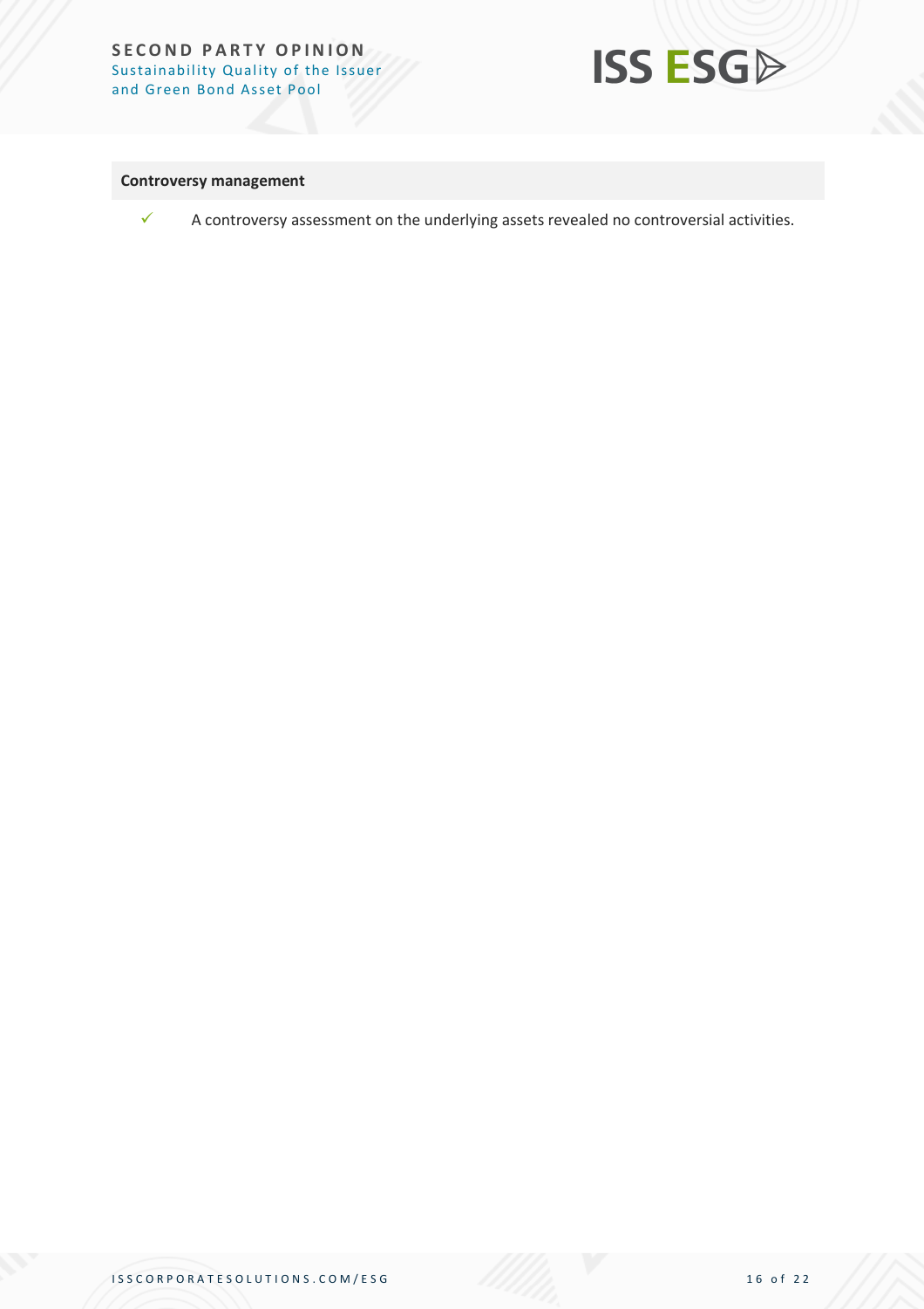**Controversy management**

✓ A controversy assessment on the underlying assets revealed no controversial activities.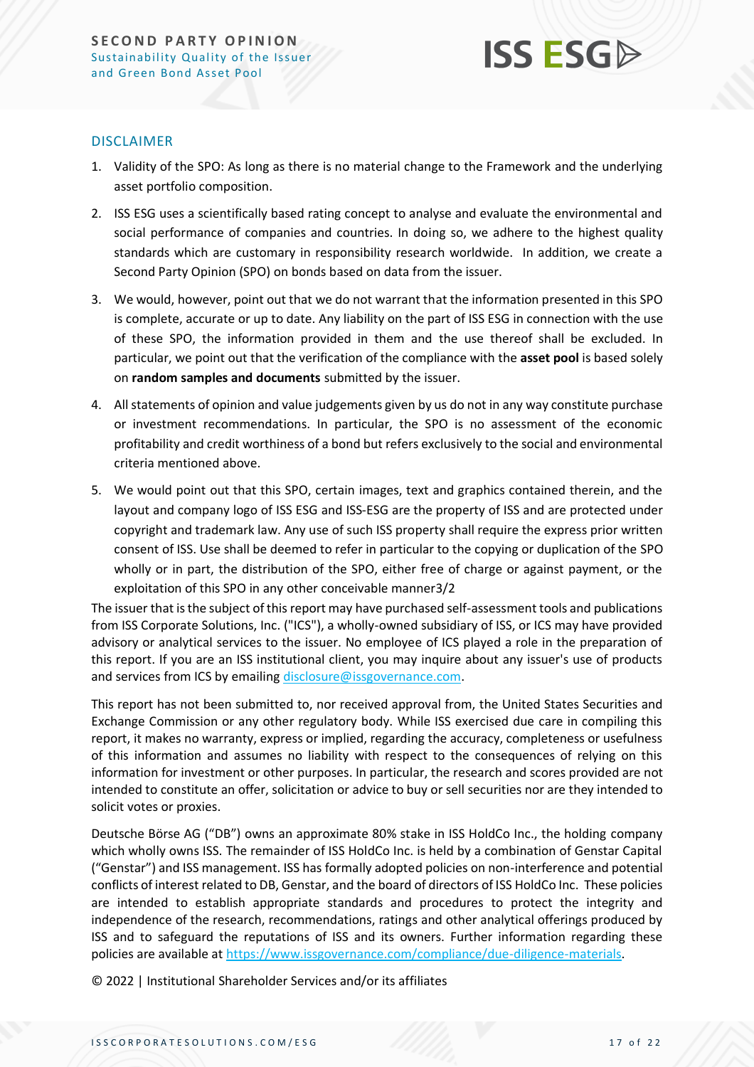## DISCLAIMER

1. Validity of the SPO: As long as there is no material change to the Framework and the underlying asset portfolio composition.
2. ISS ESG uses a scientifically based rating concept to analyse and evaluate the environmental and social performance of companies and countries. In doing so, we adhere to the highest quality standards which are customary in responsibility research worldwide. In addition, we create a Second Party Opinion (SPO) on bonds based on data from the issuer.
3. We would, however, point out that we do not warrant that the information presented in this SPO is complete, accurate or up to date. Any liability on the part of ISS ESG in connection with the use of these SPO, the information provided in them and the use thereof shall be excluded. In particular, we point out that the verification of the compliance with the **asset pool** is based solely on **random samples and documents** submitted by the issuer.
4. All statements of opinion and value judgements given by us do not in any way constitute purchase or investment recommendations. In particular, the SPO is no assessment of the economic profitability and credit worthiness of a bond but refers exclusively to the social and environmental criteria mentioned above.
5. We would point out that this SPO, certain images, text and graphics contained therein, and the layout and company logo of ISS ESG and ISS-ESG are the property of ISS and are protected under copyright and trademark law. Any use of such ISS property shall require the express prior written consent of ISS. Use shall be deemed to refer in particular to the copying or duplication of the SPO wholly or in part, the distribution of the SPO, either free of charge or against payment, or the exploitation of this SPO in any other conceivable manner3/2

The issuer that is the subject of this report may have purchased self-assessment tools and publications from ISS Corporate Solutions, Inc. ("ICS"), a wholly-owned subsidiary of ISS, or ICS may have provided advisory or analytical services to the issuer. No employee of ICS played a role in the preparation of this report. If you are an ISS institutional client, you may inquire about any issuer's use of products and services from ICS by emailing disclosure@issgovernance.com.

This report has not been submitted to, nor received approval from, the United States Securities and Exchange Commission or any other regulatory body. While ISS exercised due care in compiling this report, it makes no warranty, express or implied, regarding the accuracy, completeness or usefulness of this information and assumes no liability with respect to the consequences of relying on this information for investment or other purposes. In particular, the research and scores provided are not intended to constitute an offer, solicitation or advice to buy or sell securities nor are they intended to solicit votes or proxies.

Deutsche Börse AG ("DB") owns an approximate 80% stake in ISS HoldCo Inc., the holding company which wholly owns ISS. The remainder of ISS HoldCo Inc. is held by a combination of Genstar Capital ("Genstar") and ISS management. ISS has formally adopted policies on non-interference and potential conflicts of interest related to DB, Genstar, and the board of directors of ISS HoldCo Inc. These policies are intended to establish appropriate standards and procedures to protect the integrity and independence of the research, recommendations, ratings and other analytical offerings produced by ISS and to safeguard the reputations of ISS and its owners. Further information regarding these policies are available at https://www.issgovernance.com/compliance/due-diligence-materials.

© 2022 | Institutional Shareholder Services and/or its affiliates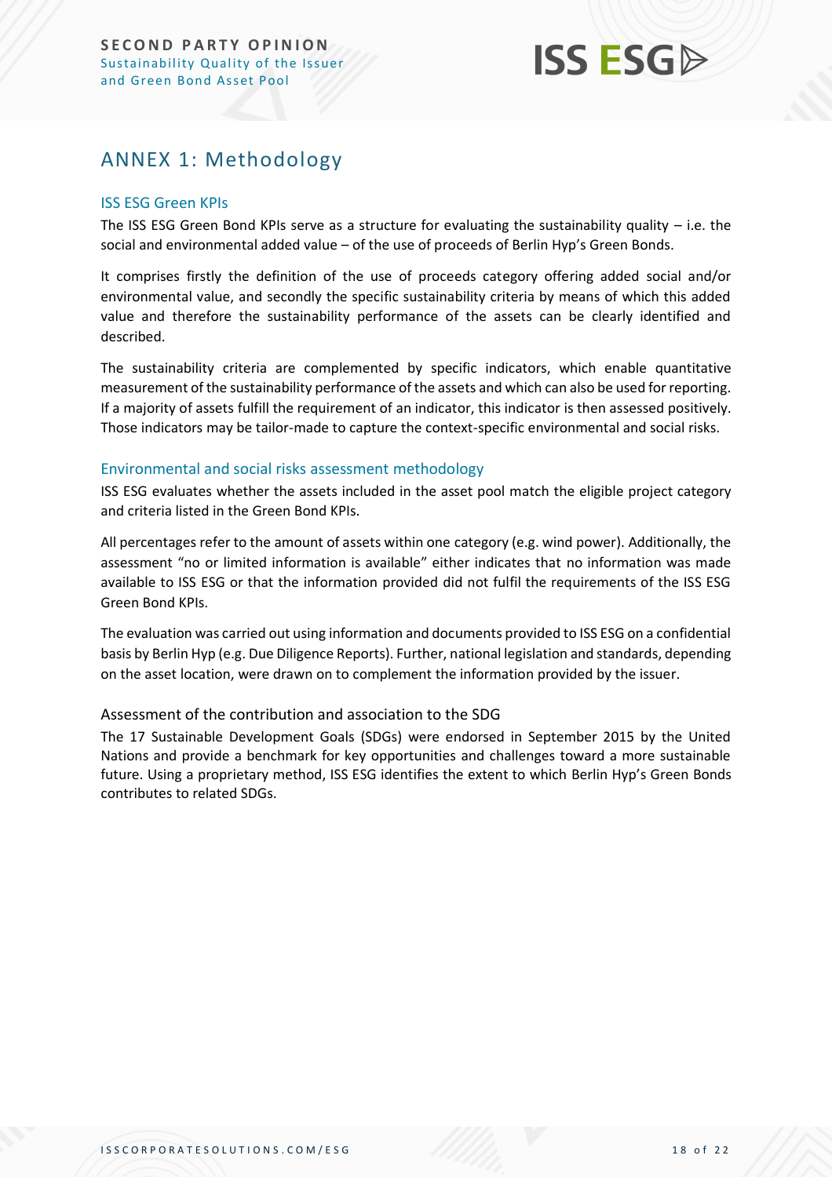# ANNEX 1: Methodology

## ISS ESG Green KPIs

The ISS ESG Green Bond KPIs serve as a structure for evaluating the sustainability quality – i.e. the social and environmental added value – of the use of proceeds of Berlin Hyp's Green Bonds.

It comprises firstly the definition of the use of proceeds category offering added social and/or environmental value, and secondly the specific sustainability criteria by means of which this added value and therefore the sustainability performance of the assets can be clearly identified and described.

The sustainability criteria are complemented by specific indicators, which enable quantitative measurement of the sustainability performance of the assets and which can also be used for reporting. If a majority of assets fulfill the requirement of an indicator, this indicator is then assessed positively. Those indicators may be tailor-made to capture the context-specific environmental and social risks.

## Environmental and social risks assessment methodology

ISS ESG evaluates whether the assets included in the asset pool match the eligible project category and criteria listed in the Green Bond KPIs.

All percentages refer to the amount of assets within one category (e.g. wind power). Additionally, the assessment "no or limited information is available" either indicates that no information was made available to ISS ESG or that the information provided did not fulfil the requirements of the ISS ESG Green Bond KPIs.

The evaluation was carried out using information and documents provided to ISS ESG on a confidential basis by Berlin Hyp (e.g. Due Diligence Reports). Further, national legislation and standards, depending on the asset location, were drawn on to complement the information provided by the issuer.

### Assessment of the contribution and association to the SDG

The 17 Sustainable Development Goals (SDGs) were endorsed in September 2015 by the United Nations and provide a benchmark for key opportunities and challenges toward a more sustainable future. Using a proprietary method, ISS ESG identifies the extent to which Berlin Hyp's Green Bonds contributes to related SDGs.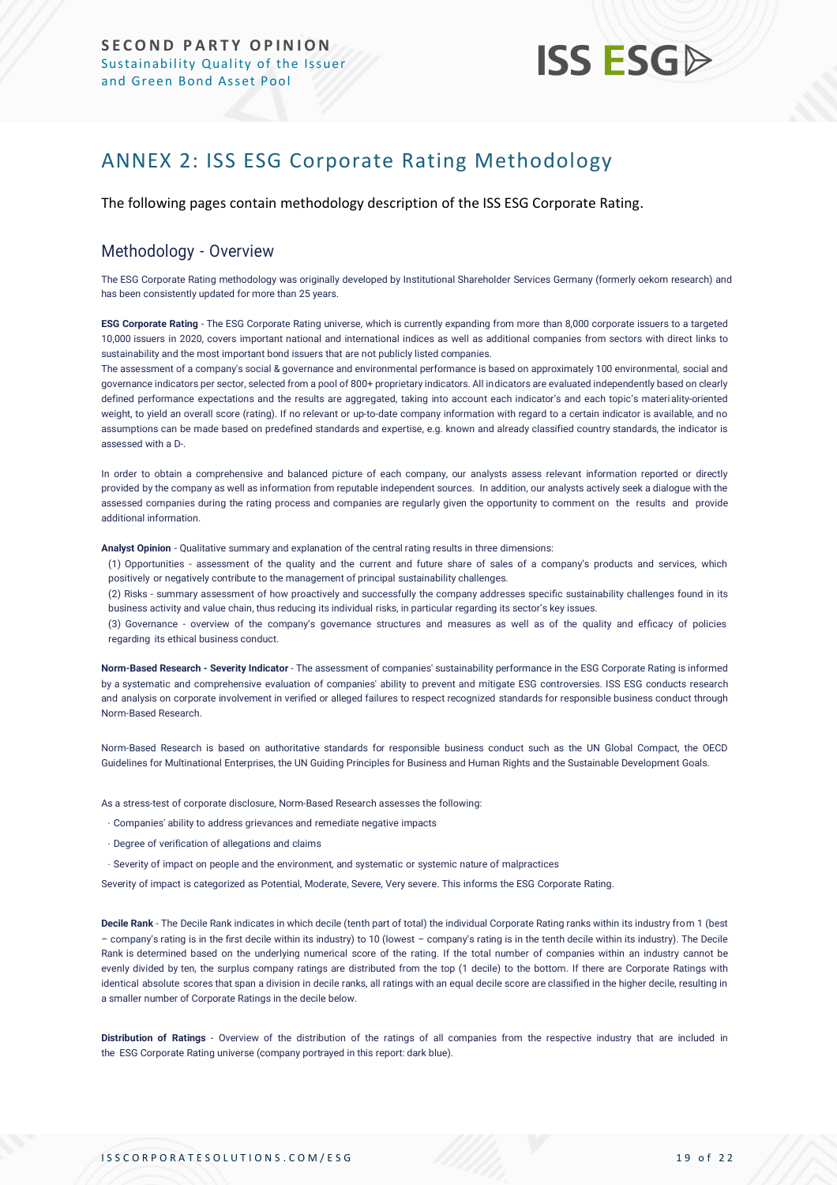# ANNEX 2: ISS ESG Corporate Rating Methodology

The following pages contain methodology description of the ISS ESG Corporate Rating.

## Methodology - Overview

The ESG Corporate Rating methodology was originally developed by Institutional Shareholder Services Germany (formerly oekom research) and has been consistently updated for more than 25 years.

**ESG Corporate Rating** - The ESG Corporate Rating universe, which is currently expanding from more than 8,000 corporate issuers to a targeted 10,000 issuers in 2020, covers important national and international indices as well as additional companies from sectors with direct links to sustainability and the most important bond issuers that are not publicly listed companies.

The assessment of a company's social & governance and environmental performance is based on approximately 100 environmental, social and governance indicators per sector, selected from a pool of 800+ proprietary indicators. All indicators are evaluated independently based on clearly defined performance expectations and the results are aggregated, taking into account each indicator's and each topic's materiality-oriented weight, to yield an overall score (rating). If no relevant or up-to-date company information with regard to a certain indicator is available, and no assumptions can be made based on predefined standards and expertise, e.g. known and already classified country standards, the indicator is assessed with a D-.

In order to obtain a comprehensive and balanced picture of each company, our analysts assess relevant information reported or directly provided by the company as well as information from reputable independent sources. In addition, our analysts actively seek a dialogue with the assessed companies during the rating process and companies are regularly given the opportunity to comment on the results and provide additional information.

**Analyst Opinion** - Qualitative summary and explanation of the central rating results in three dimensions:

(1) Opportunities - assessment of the quality and the current and future share of sales of a company's products and services, which positively or negatively contribute to the management of principal sustainability challenges.

(2) Risks - summary assessment of how proactively and successfully the company addresses specific sustainability challenges found in its business activity and value chain, thus reducing its individual risks, in particular regarding its sector's key issues.

(3) Governance - overview of the company's governance structures and measures as well as of the quality and efficacy of policies regarding its ethical business conduct.

**Norm-Based Research - Severity Indicator** - The assessment of companies' sustainability performance in the ESG Corporate Rating is informed by a systematic and comprehensive evaluation of companies' ability to prevent and mitigate ESG controversies. ISS ESG conducts research and analysis on corporate involvement in verified or alleged failures to respect recognized standards for responsible business conduct through Norm-Based Research.

Norm-Based Research is based on authoritative standards for responsible business conduct such as the UN Global Compact, the OECD Guidelines for Multinational Enterprises, the UN Guiding Principles for Business and Human Rights and the Sustainable Development Goals.

As a stress-test of corporate disclosure, Norm-Based Research assesses the following:

- Companies' ability to address grievances and remediate negative impacts
- Degree of verification of allegations and claims
- Severity of impact on people and the environment, and systematic or systemic nature of malpractices

Severity of impact is categorized as Potential, Moderate, Severe, Very severe. This informs the ESG Corporate Rating.

**Decile Rank** - The Decile Rank indicates in which decile (tenth part of total) the individual Corporate Rating ranks within its industry from 1 (best – company's rating is in the first decile within its industry) to 10 (lowest – company's rating is in the tenth decile within its industry). The Decile Rank is determined based on the underlying numerical score of the rating. If the total number of companies within an industry cannot be evenly divided by ten, the surplus company ratings are distributed from the top (1 decile) to the bottom. If there are Corporate Ratings with identical absolute scores that span a division in decile ranks, all ratings with an equal decile score are classified in the higher decile, resulting in a smaller number of Corporate Ratings in the decile below.

**Distribution of Ratings** - Overview of the distribution of the ratings of all companies from the respective industry that are included in the ESG Corporate Rating universe (company portrayed in this report: dark blue).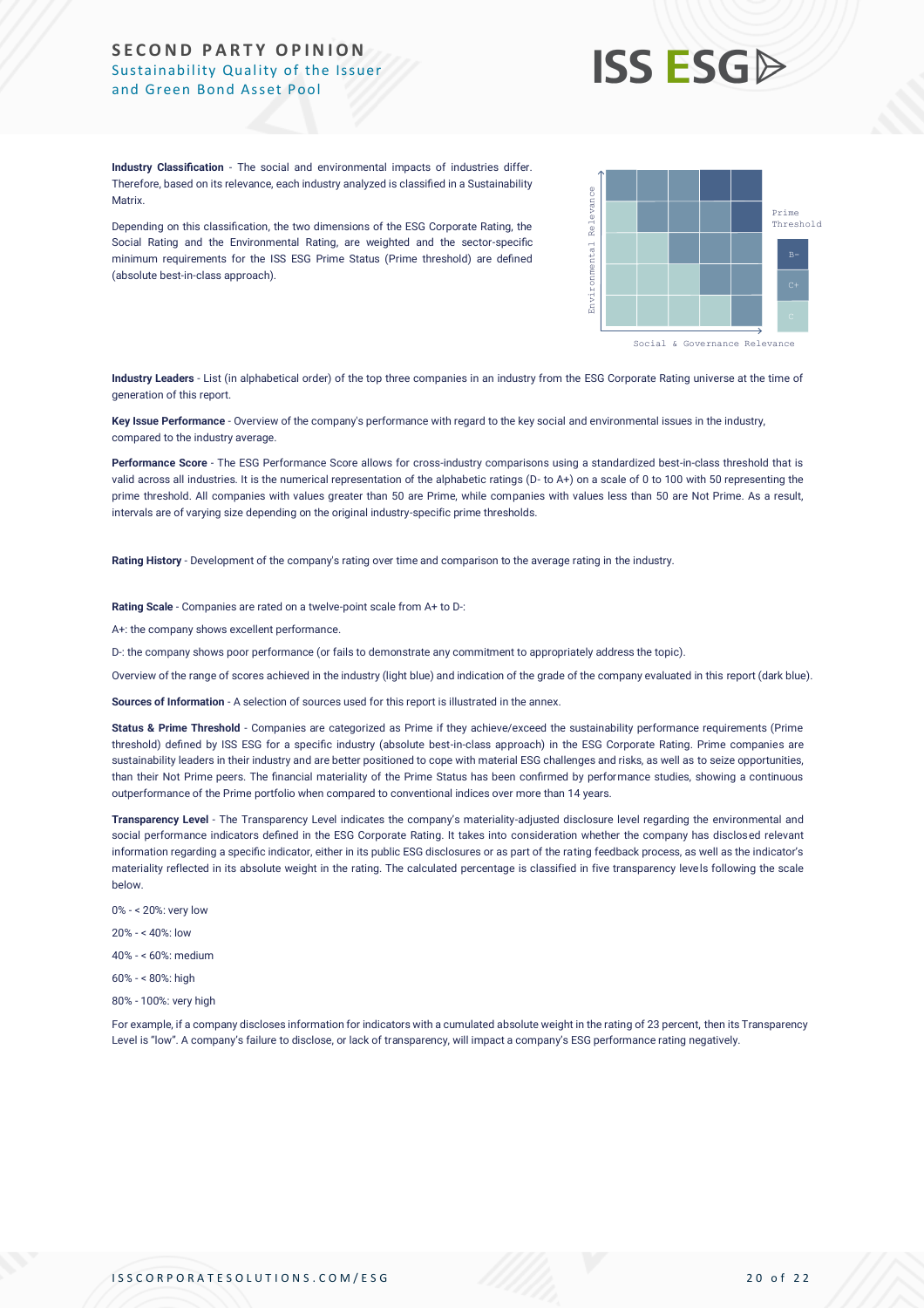**Industry Classification** - The social and environmental impacts of industries differ. Therefore, based on its relevance, each industry analyzed is classified in a Sustainability Matrix.

Depending on this classification, the two dimensions of the ESG Corporate Rating, the Social Rating and the Environmental Rating, are weighted and the sector-specific minimum requirements for the ISS ESG Prime Status (Prime threshold) are defined (absolute best-in-class approach).

**Industry Leaders** - List (in alphabetical order) of the top three companies in an industry from the ESG Corporate Rating universe at the time of generation of this report.

**Key Issue Performance** - Overview of the company's performance with regard to the key social and environmental issues in the industry, compared to the industry average.

**Performance Score** - The ESG Performance Score allows for cross-industry comparisons using a standardized best-in-class threshold that is valid across all industries. It is the numerical representation of the alphabetic ratings (D- to A+) on a scale of 0 to 100 with 50 representing the prime threshold. All companies with values greater than 50 are Prime, while companies with values less than 50 are Not Prime. As a result, intervals are of varying size depending on the original industry-specific prime thresholds.

**Rating History** - Development of the company's rating over time and comparison to the average rating in the industry.

**Rating Scale** - Companies are rated on a twelve-point scale from A+ to D-:

A+: the company shows excellent performance.

D-: the company shows poor performance (or fails to demonstrate any commitment to appropriately address the topic).

Overview of the range of scores achieved in the industry (light blue) and indication of the grade of the company evaluated in this report (dark blue).

**Sources of Information** - A selection of sources used for this report is illustrated in the annex.

**Status & Prime Threshold** - Companies are categorized as Prime if they achieve/exceed the sustainability performance requirements (Prime threshold) defined by ISS ESG for a specific industry (absolute best-in-class approach) in the ESG Corporate Rating. Prime companies are sustainability leaders in their industry and are better positioned to cope with material ESG challenges and risks, as well as to seize opportunities, than their Not Prime peers. The financial materiality of the Prime Status has been confirmed by performance studies, showing a continuous outperformance of the Prime portfolio when compared to conventional indices over more than 14 years.

**Transparency Level** - The Transparency Level indicates the company's materiality-adjusted disclosure level regarding the environmental and social performance indicators defined in the ESG Corporate Rating. It takes into consideration whether the company has disclosed relevant information regarding a specific indicator, either in its public ESG disclosures or as part of the rating feedback process, as well as the indicator's materiality reflected in its absolute weight in the rating. The calculated percentage is classified in five transparency levels following the scale below.

0% - < 20%: very low

20% - < 40%: low

40% - < 60%: medium

60% - < 80%: high

80% - 100%: very high

For example, if a company discloses information for indicators with a cumulated absolute weight in the rating of 23 percent, then its Transparency Level is "low". A company's failure to disclose, or lack of transparency, will impact a company's ESG performance rating negatively.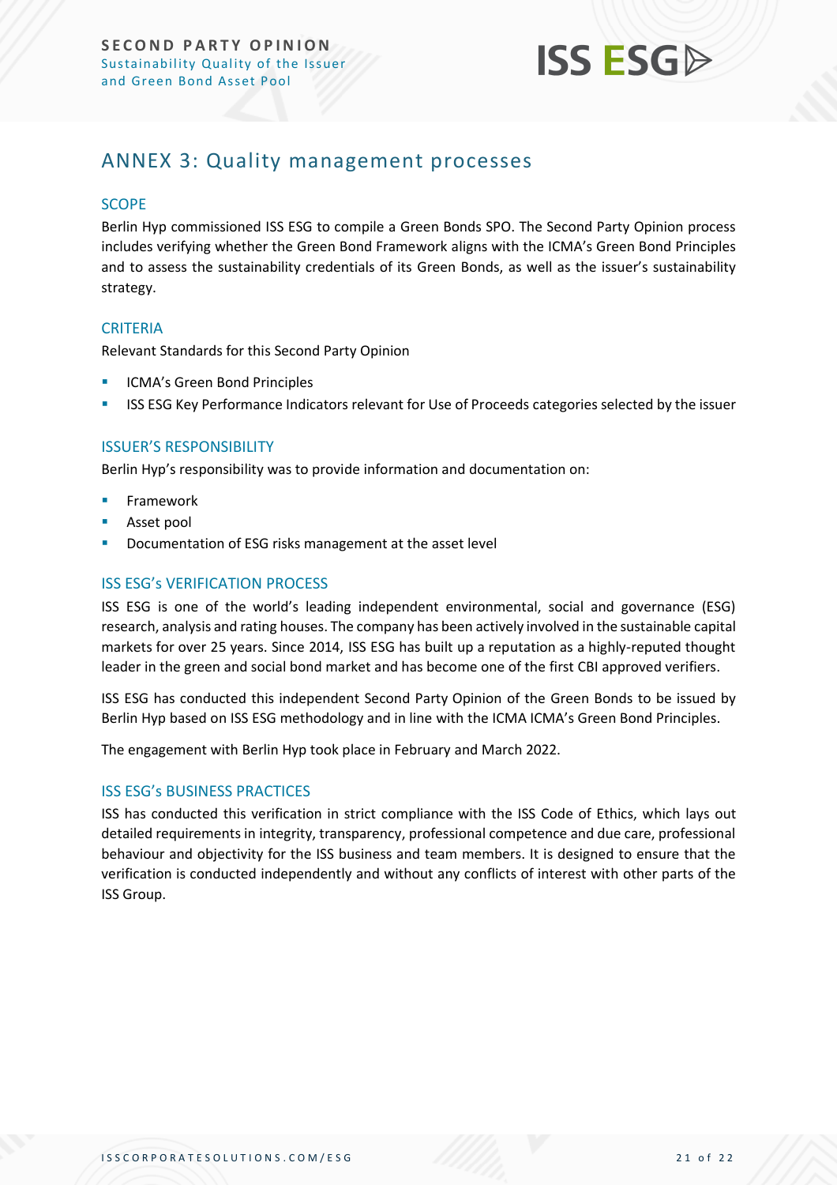## ANNEX 3: Quality management processes

### SCOPE

Berlin Hyp commissioned ISS ESG to compile a Green Bonds SPO. The Second Party Opinion process includes verifying whether the Green Bond Framework aligns with the ICMA's Green Bond Principles and to assess the sustainability credentials of its Green Bonds, as well as the issuer's sustainability strategy.

### CRITERIA

Relevant Standards for this Second Party Opinion

- ICMA's Green Bond Principles
- ISS ESG Key Performance Indicators relevant for Use of Proceeds categories selected by the issuer

### ISSUER'S RESPONSIBILITY

Berlin Hyp's responsibility was to provide information and documentation on:

- Framework
- Asset pool
- Documentation of ESG risks management at the asset level

### ISS ESG's VERIFICATION PROCESS

ISS ESG is one of the world's leading independent environmental, social and governance (ESG) research, analysis and rating houses. The company has been actively involved in the sustainable capital markets for over 25 years. Since 2014, ISS ESG has built up a reputation as a highly-reputed thought leader in the green and social bond market and has become one of the first CBI approved verifiers.

ISS ESG has conducted this independent Second Party Opinion of the Green Bonds to be issued by Berlin Hyp based on ISS ESG methodology and in line with the ICMA ICMA's Green Bond Principles.

The engagement with Berlin Hyp took place in February and March 2022.

### ISS ESG's BUSINESS PRACTICES

ISS has conducted this verification in strict compliance with the ISS Code of Ethics, which lays out detailed requirements in integrity, transparency, professional competence and due care, professional behaviour and objectivity for the ISS business and team members. It is designed to ensure that the verification is conducted independently and without any conflicts of interest with other parts of the ISS Group.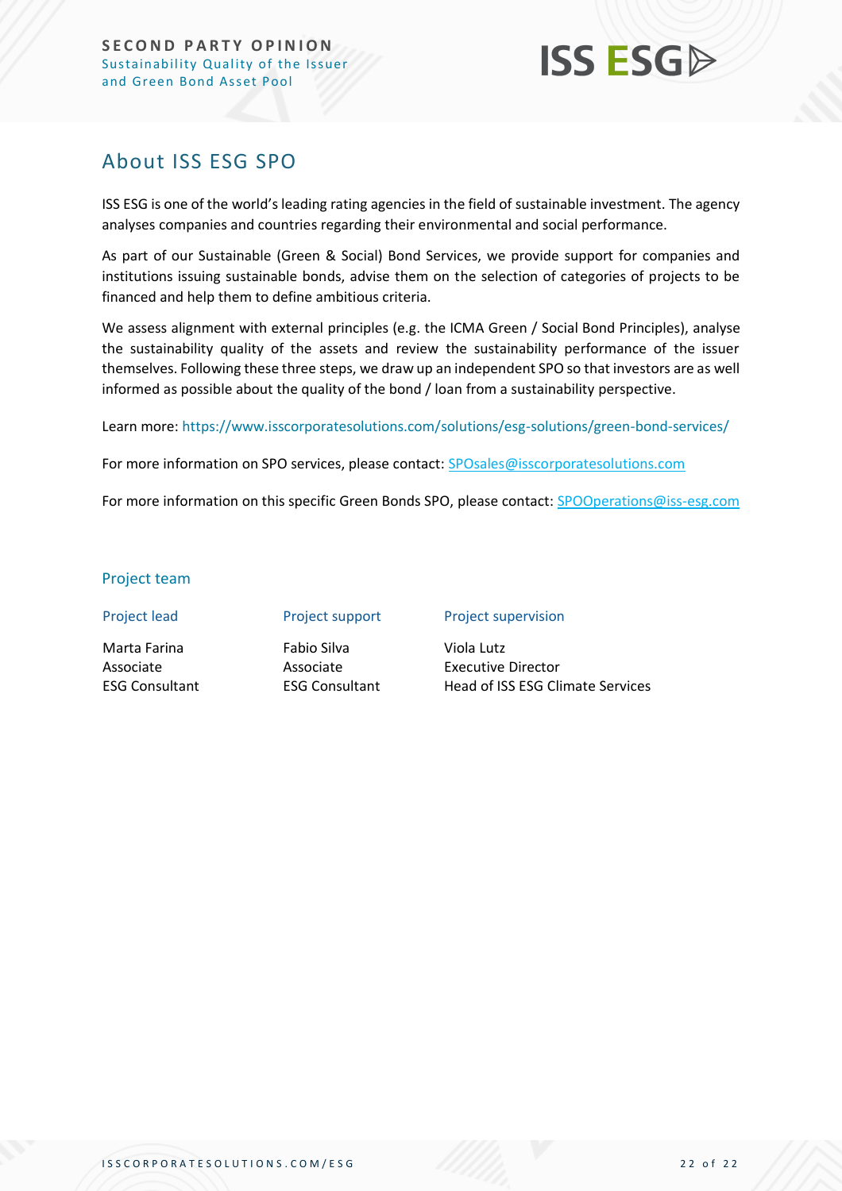## About ISS ESG SPO

ISS ESG is one of the world's leading rating agencies in the field of sustainable investment. The agency analyses companies and countries regarding their environmental and social performance.

As part of our Sustainable (Green & Social) Bond Services, we provide support for companies and institutions issuing sustainable bonds, advise them on the selection of categories of projects to be financed and help them to define ambitious criteria.

We assess alignment with external principles (e.g. the ICMA Green / Social Bond Principles), analyse the sustainability quality of the assets and review the sustainability performance of the issuer themselves. Following these three steps, we draw up an independent SPO so that investors are as well informed as possible about the quality of the bond / loan from a sustainability perspective.

Learn more: https://www.isscorporatesolutions.com/solutions/esg-solutions/green-bond-services/

For more information on SPO services, please contact: SPOsales@isscorporatesolutions.com

For more information on this specific Green Bonds SPO, please contact: SPOOperations@iss-esg.com

### Project team

| Project lead | Project support | Project supervision |
|---|---|---|
| Marta Farina<br>Associate<br>ESG Consultant | Fabio Silva<br>Associate<br>ESG Consultant | Viola Lutz<br>Executive Director<br>Head of ISS ESG Climate Services |